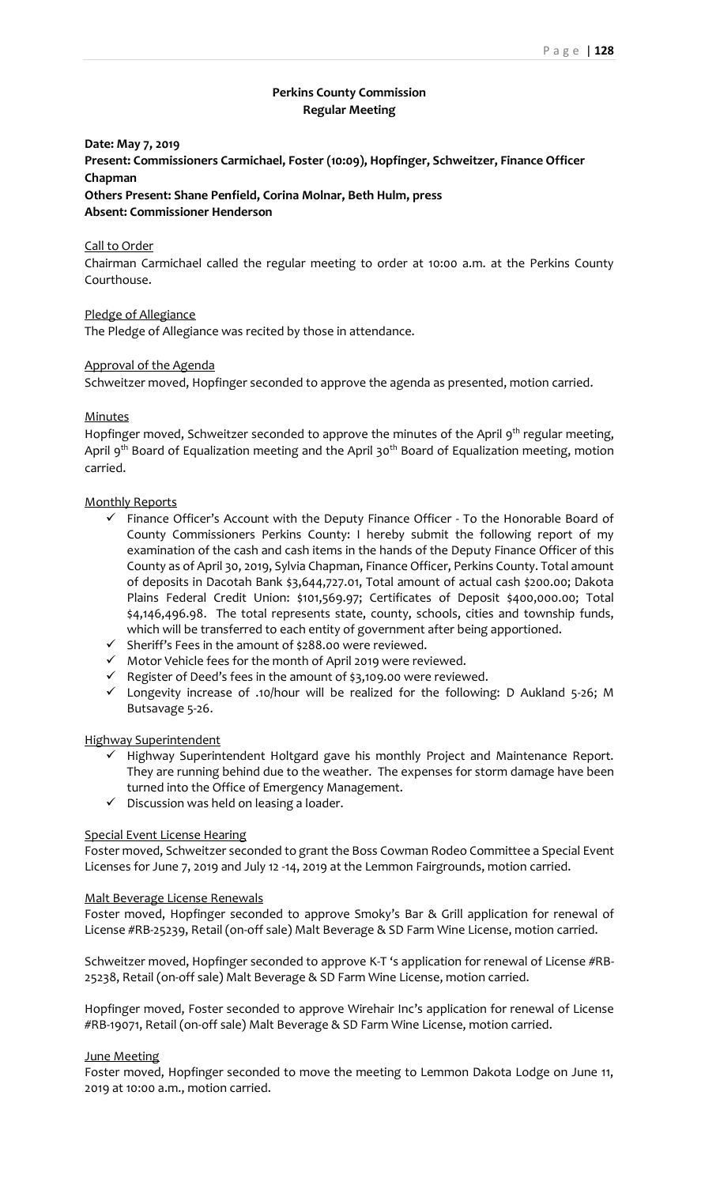**Perkins County Commission**
**Regular Meeting**

**Date: May 7, 2019**
**Present: Commissioners Carmichael, Foster (10:09), Hopfinger, Schweitzer, Finance Officer Chapman**
**Others Present: Shane Penfield, Corina Molnar, Beth Hulm, press**
**Absent: Commissioner Henderson**

Call to Order

Chairman Carmichael called the regular meeting to order at 10:00 a.m. at the Perkins County Courthouse.

Pledge of Allegiance

The Pledge of Allegiance was recited by those in attendance.

Approval of the Agenda

Schweitzer moved, Hopfinger seconded to approve the agenda as presented, motion carried.

Minutes

Hopfinger moved, Schweitzer seconded to approve the minutes of the April 9th regular meeting, April 9th Board of Equalization meeting and the April 30th Board of Equalization meeting, motion carried.

Monthly Reports

- ✓ Finance Officer's Account with the Deputy Finance Officer - To the Honorable Board of County Commissioners Perkins County: I hereby submit the following report of my examination of the cash and cash items in the hands of the Deputy Finance Officer of this County as of April 30, 2019, Sylvia Chapman, Finance Officer, Perkins County. Total amount of deposits in Dacotah Bank $3,644,727.01, Total amount of actual cash $200.00; Dakota Plains Federal Credit Union: $101,569.97; Certificates of Deposit $400,000.00; Total $4,146,496.98. The total represents state, county, schools, cities and township funds, which will be transferred to each entity of government after being apportioned.
- ✓ Sheriff's Fees in the amount of $288.00 were reviewed.
- ✓ Motor Vehicle fees for the month of April 2019 were reviewed.
- ✓ Register of Deed's fees in the amount of $3,109.00 were reviewed.
- ✓ Longevity increase of .10/hour will be realized for the following: D Aukland 5-26; M Butsavage 5-26.

Highway Superintendent

- ✓ Highway Superintendent Holtgard gave his monthly Project and Maintenance Report. They are running behind due to the weather. The expenses for storm damage have been turned into the Office of Emergency Management.
- ✓ Discussion was held on leasing a loader.

Special Event License Hearing

Foster moved, Schweitzer seconded to grant the Boss Cowman Rodeo Committee a Special Event Licenses for June 7, 2019 and July 12 -14, 2019 at the Lemmon Fairgrounds, motion carried.

Malt Beverage License Renewals

Foster moved, Hopfinger seconded to approve Smoky's Bar & Grill application for renewal of License #RB-25239, Retail (on-off sale) Malt Beverage & SD Farm Wine License, motion carried.

Schweitzer moved, Hopfinger seconded to approve K-T 's application for renewal of License #RB-25238, Retail (on-off sale) Malt Beverage & SD Farm Wine License, motion carried.

Hopfinger moved, Foster seconded to approve Wirehair Inc's application for renewal of License #RB-19071, Retail (on-off sale) Malt Beverage & SD Farm Wine License, motion carried.

June Meeting

Foster moved, Hopfinger seconded to move the meeting to Lemmon Dakota Lodge on June 11, 2019 at 10:00 a.m., motion carried.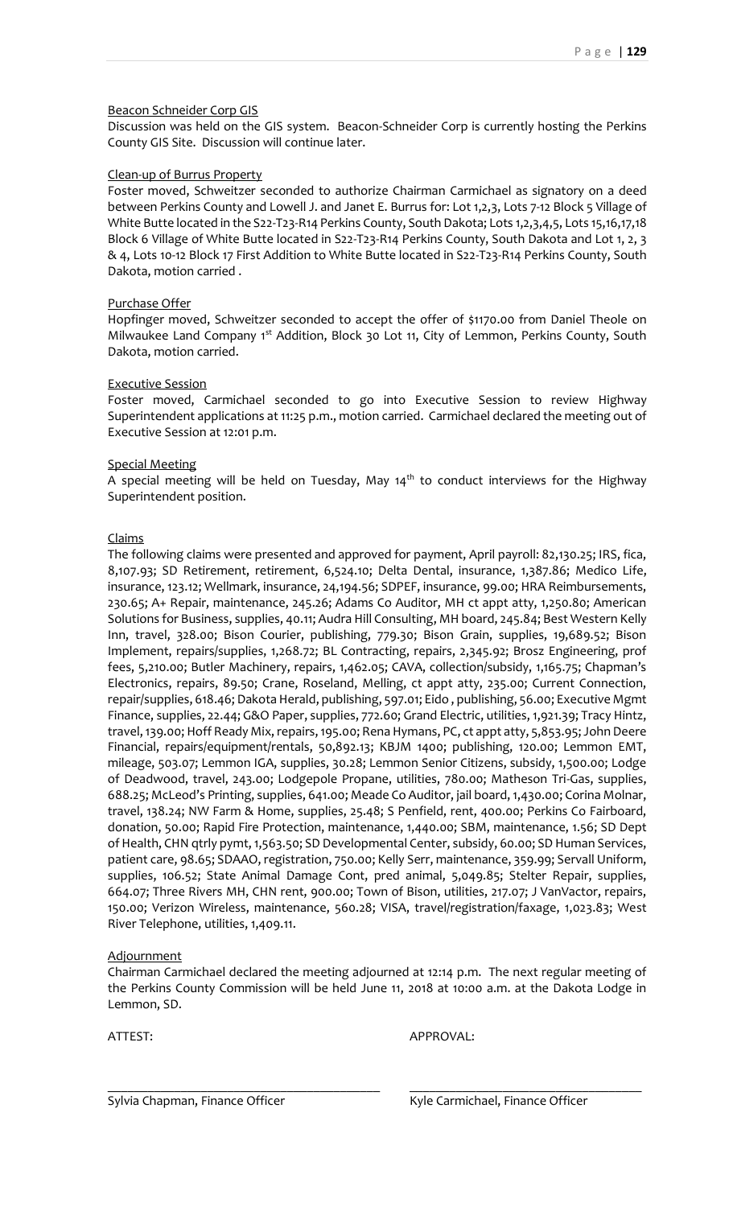Beacon Schneider Corp GIS

Discussion was held on the GIS system. Beacon-Schneider Corp is currently hosting the Perkins County GIS Site. Discussion will continue later.

Clean-up of Burrus Property

Foster moved, Schweitzer seconded to authorize Chairman Carmichael as signatory on a deed between Perkins County and Lowell J. and Janet E. Burrus for: Lot 1,2,3, Lots 7-12 Block 5 Village of White Butte located in the S22-T23-R14 Perkins County, South Dakota; Lots 1,2,3,4,5, Lots 15,16,17,18 Block 6 Village of White Butte located in S22-T23-R14 Perkins County, South Dakota and Lot 1, 2, 3 & 4, Lots 10-12 Block 17 First Addition to White Butte located in S22-T23-R14 Perkins County, South Dakota, motion carried .

Purchase Offer

Hopfinger moved, Schweitzer seconded to accept the offer of $1170.00 from Daniel Theole on Milwaukee Land Company 1st Addition, Block 30 Lot 11, City of Lemmon, Perkins County, South Dakota, motion carried.

Executive Session

Foster moved, Carmichael seconded to go into Executive Session to review Highway Superintendent applications at 11:25 p.m., motion carried. Carmichael declared the meeting out of Executive Session at 12:01 p.m.

Special Meeting

A special meeting will be held on Tuesday, May 14th to conduct interviews for the Highway Superintendent position.

Claims

The following claims were presented and approved for payment, April payroll: 82,130.25; IRS, fica, 8,107.93; SD Retirement, retirement, 6,524.10; Delta Dental, insurance, 1,387.86; Medico Life, insurance, 123.12; Wellmark, insurance, 24,194.56; SDPEF, insurance, 99.00; HRA Reimbursements, 230.65; A+ Repair, maintenance, 245.26; Adams Co Auditor, MH ct appt atty, 1,250.80; American Solutions for Business, supplies, 40.11; Audra Hill Consulting, MH board, 245.84; Best Western Kelly Inn, travel, 328.00; Bison Courier, publishing, 779.30; Bison Grain, supplies, 19,689.52; Bison Implement, repairs/supplies, 1,268.72; BL Contracting, repairs, 2,345.92; Brosz Engineering, prof fees, 5,210.00; Butler Machinery, repairs, 1,462.05; CAVA, collection/subsidy, 1,165.75; Chapman's Electronics, repairs, 89.50; Crane, Roseland, Melling, ct appt atty, 235.00; Current Connection, repair/supplies, 618.46; Dakota Herald, publishing, 597.01; Eido , publishing, 56.00; Executive Mgmt Finance, supplies, 22.44; G&O Paper, supplies, 772.60; Grand Electric, utilities, 1,921.39; Tracy Hintz, travel, 139.00; Hoff Ready Mix, repairs, 195.00; Rena Hymans, PC, ct appt atty, 5,853.95; John Deere Financial, repairs/equipment/rentals, 50,892.13; KBJM 1400; publishing, 120.00; Lemmon EMT, mileage, 503.07; Lemmon IGA, supplies, 30.28; Lemmon Senior Citizens, subsidy, 1,500.00; Lodge of Deadwood, travel, 243.00; Lodgepole Propane, utilities, 780.00; Matheson Tri-Gas, supplies, 688.25; McLeod's Printing, supplies, 641.00; Meade Co Auditor, jail board, 1,430.00; Corina Molnar, travel, 138.24; NW Farm & Home, supplies, 25.48; S Penfield, rent, 400.00; Perkins Co Fairboard, donation, 50.00; Rapid Fire Protection, maintenance, 1,440.00; SBM, maintenance, 1.56; SD Dept of Health, CHN qtrly pymt, 1,563.50; SD Developmental Center, subsidy, 60.00; SD Human Services, patient care, 98.65; SDAAO, registration, 750.00; Kelly Serr, maintenance, 359.99; Servall Uniform, supplies, 106.52; State Animal Damage Cont, pred animal, 5,049.85; Stelter Repair, supplies, 664.07; Three Rivers MH, CHN rent, 900.00; Town of Bison, utilities, 217.07; J VanVactor, repairs, 150.00; Verizon Wireless, maintenance, 560.28; VISA, travel/registration/faxage, 1,023.83; West River Telephone, utilities, 1,409.11.

Adjournment

Chairman Carmichael declared the meeting adjourned at 12:14 p.m. The next regular meeting of the Perkins County Commission will be held June 11, 2018 at 10:00 a.m. at the Dakota Lodge in Lemmon, SD.

ATTEST: APPROVAL:

\_\_\_\_\_\_\_\_\_\_\_\_\_\_\_\_\_\_\_\_\_\_\_\_\_\_\_\_\_\_\_\_ \_\_\_\_\_\_\_\_\_\_\_\_\_\_\_\_\_\_\_\_\_\_\_\_\_\_\_\_\_\_\_\_

Sylvia Chapman, Finance Officer Kyle Carmichael, Finance Officer